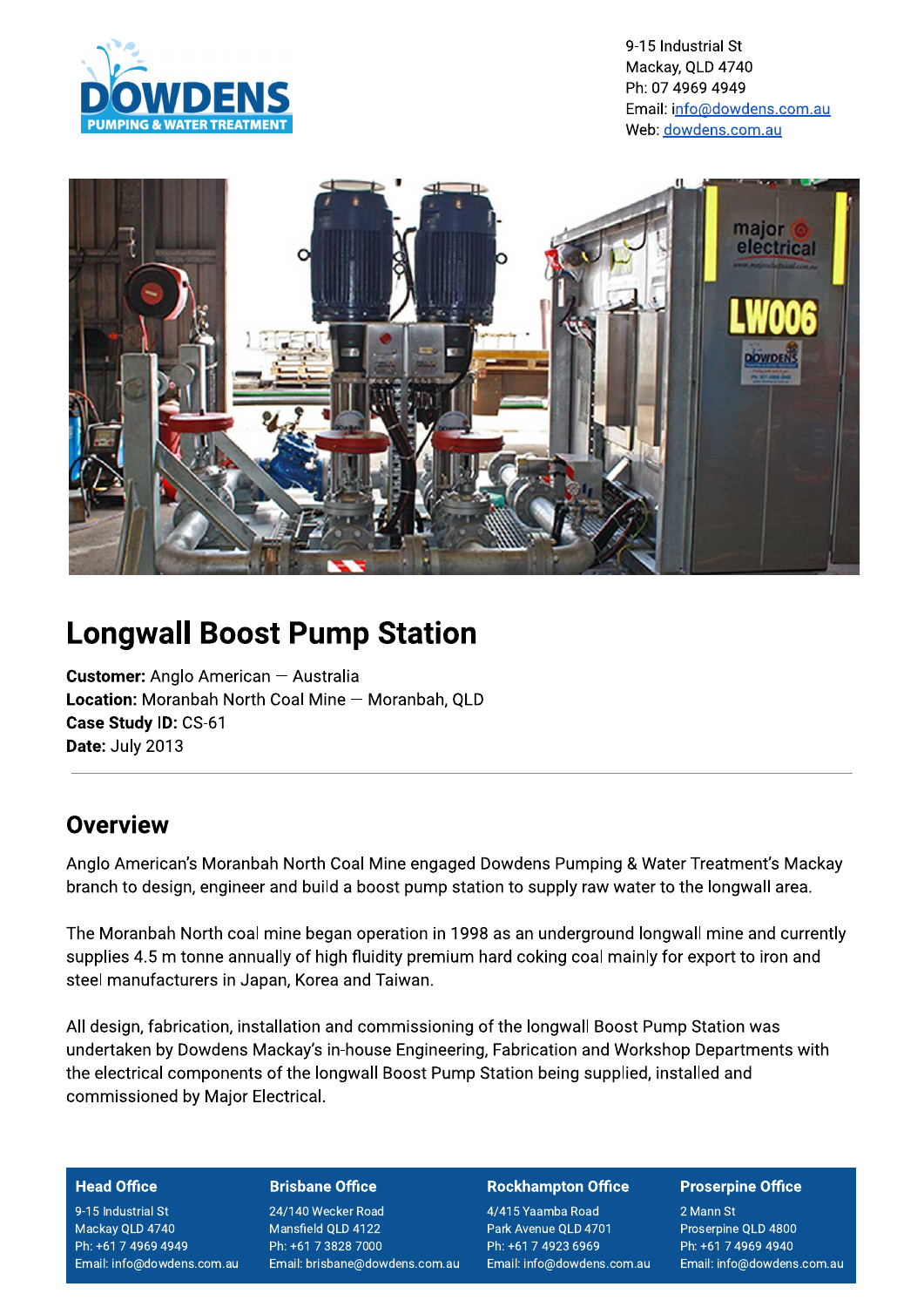9-15 Industrial St
Mackay, QLD 4740
Ph: 07 4969 4949
Email: info@dowdens.com.au
Web: dowdens.com.au

# Longwall Boost Pump Station

**Customer:** Anglo American – Australia
**Location:** Moranbah North Coal Mine – Moranbah, QLD
**Case Study ID:** CS-61
**Date:** July 2013

---

## Overview

Anglo American's Moranbah North Coal Mine engaged Dowdens Pumping & Water Treatment's Mackay branch to design, engineer and build a boost pump station to supply raw water to the longwall area.

The Moranbah North coal mine began operation in 1998 as an underground longwall mine and currently supplies 4.5 m tonne annually of high fluidity premium hard coking coal mainly for export to iron and steel manufacturers in Japan, Korea and Taiwan.

All design, fabrication, installation and commissioning of the longwall Boost Pump Station was undertaken by Dowdens Mackay's in-house Engineering, Fabrication and Workshop Departments with the electrical components of the longwall Boost Pump Station being supplied, installed and commissioned by Major Electrical.

| Head Office | Brisbane Office | Rockhampton Office | Proserpine Office |
|---|---|---|---|
| 9-15 Industrial St | 24/140 Wecker Road | 4/415 Yaamba Road | 2 Mann St |
| Mackay QLD 4740 | Mansfield QLD 4122 | Park Avenue QLD 4701 | Proserpine QLD 4800 |
| Ph: +61 7 4969 4949 | Ph: +61 7 3828 7000 | Ph: +61 7 4923 6969 | Ph: +61 7 4969 4940 |
| Email: info@dowdens.com.au | Email: brisbane@dowdens.com.au | Email: info@dowdens.com.au | Email: info@dowdens.com.au |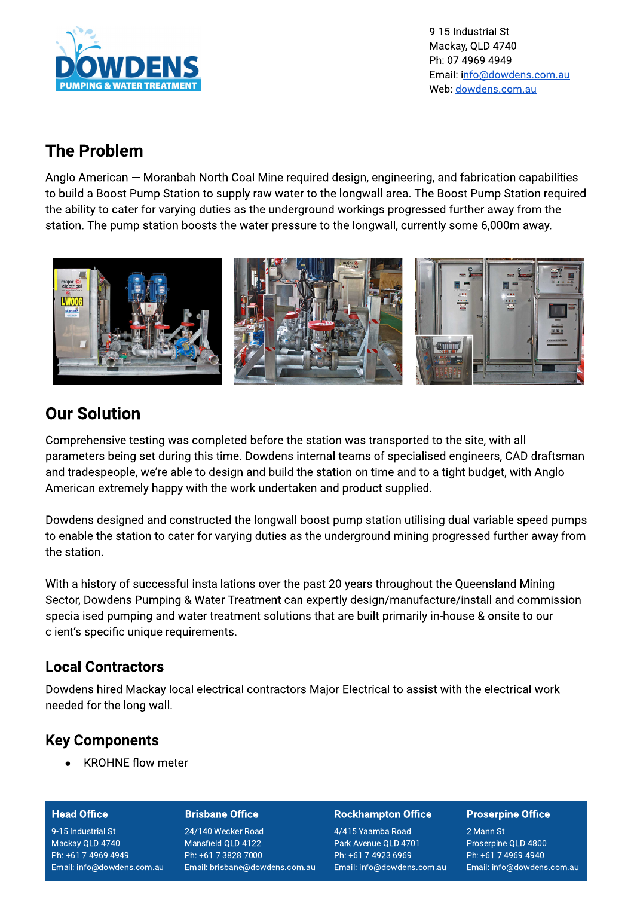9-15 Industrial St
Mackay, QLD 4740
Ph: 07 4969 4949
Email: info@dowdens.com.au
Web: dowdens.com.au

## The Problem

Anglo American — Moranbah North Coal Mine required design, engineering, and fabrication capabilities to build a Boost Pump Station to supply raw water to the longwall area. The Boost Pump Station required the ability to cater for varying duties as the underground workings progressed further away from the station. The pump station boosts the water pressure to the longwall, currently some 6,000m away.

## Our Solution

Comprehensive testing was completed before the station was transported to the site, with all parameters being set during this time. Dowdens internal teams of specialised engineers, CAD draftsman and tradespeople, we're able to design and build the station on time and to a tight budget, with Anglo American extremely happy with the work undertaken and product supplied.

Dowdens designed and constructed the longwall boost pump station utilising dual variable speed pumps to enable the station to cater for varying duties as the underground mining progressed further away from the station.

With a history of successful installations over the past 20 years throughout the Queensland Mining Sector, Dowdens Pumping & Water Treatment can expertly design/manufacture/install and commission specialised pumping and water treatment solutions that are built primarily in-house & onsite to our client's specific unique requirements.

### Local Contractors

Dowdens hired Mackay local electrical contractors Major Electrical to assist with the electrical work needed for the long wall.

### Key Components

- KROHNE flow meter

**Head Office**
9-15 Industrial St
Mackay QLD 4740
Ph: +61 7 4969 4949
Email: info@dowdens.com.au

**Brisbane Office**
24/140 Wecker Road
Mansfield QLD 4122
Ph: +61 7 3828 7000
Email: brisbane@dowdens.com.au

**Rockhampton Office**
4/415 Yaamba Road
Park Avenue QLD 4701
Ph: +61 7 4923 6969
Email: info@dowdens.com.au

**Proserpine Office**
2 Mann St
Proserpine QLD 4800
Ph: +61 7 4969 4940
Email: info@dowdens.com.au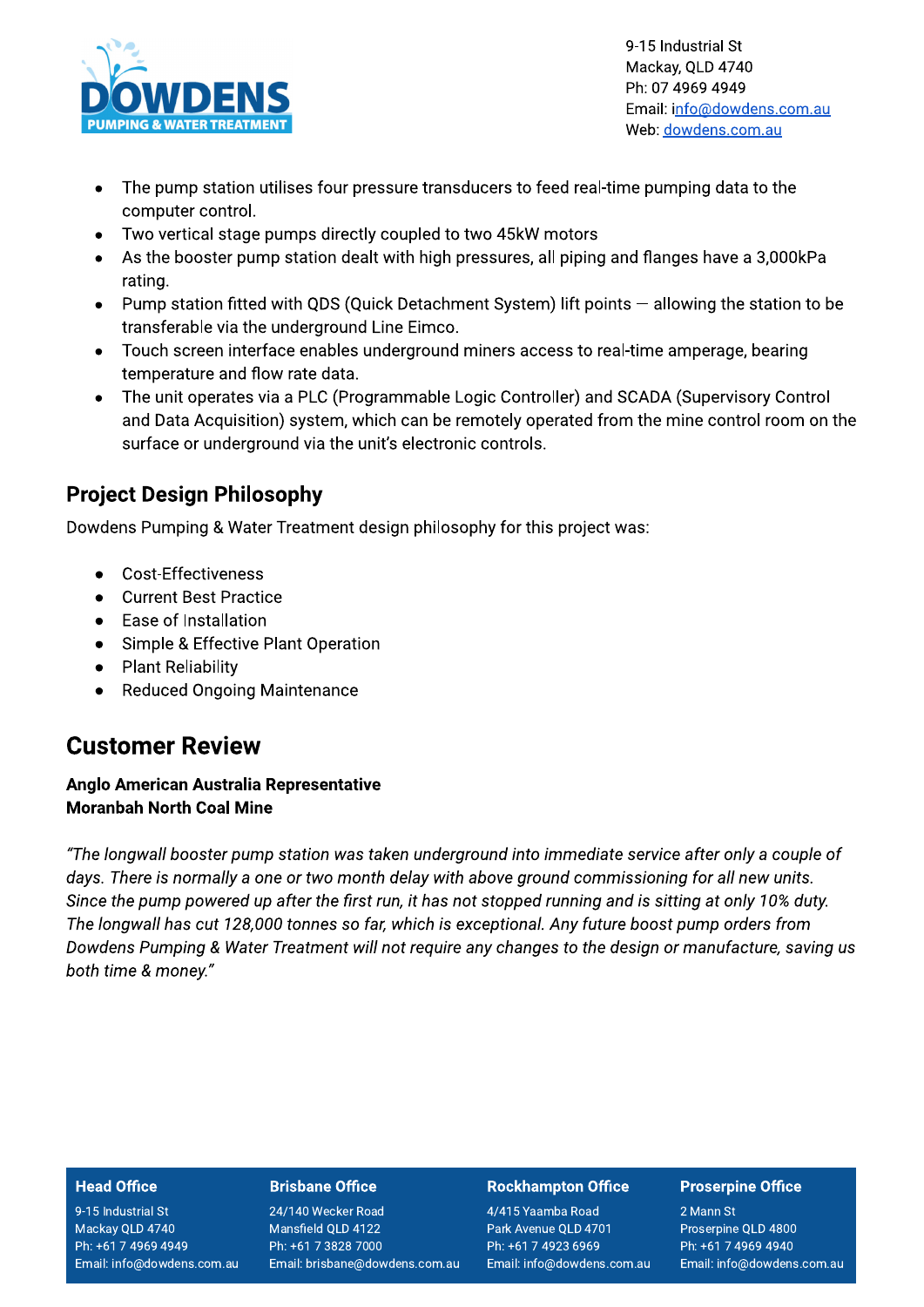- The pump station utilises four pressure transducers to feed real-time pumping data to the computer control.
- Two vertical stage pumps directly coupled to two 45kW motors
- As the booster pump station dealt with high pressures, all piping and flanges have a 3,000kPa rating.
- Pump station fitted with QDS (Quick Detachment System) lift points — allowing the station to be transferable via the underground Line Eimco.
- Touch screen interface enables underground miners access to real-time amperage, bearing temperature and flow rate data.
- The unit operates via a PLC (Programmable Logic Controller) and SCADA (Supervisory Control and Data Acquisition) system, which can be remotely operated from the mine control room on the surface or underground via the unit's electronic controls.

## Project Design Philosophy

Dowdens Pumping & Water Treatment design philosophy for this project was:

- Cost-Effectiveness
- Current Best Practice
- Ease of Installation
- Simple & Effective Plant Operation
- Plant Reliability
- Reduced Ongoing Maintenance

# Customer Review

**Anglo American Australia Representative**
**Moranbah North Coal Mine**

*"The longwall booster pump station was taken underground into immediate service after only a couple of days. There is normally a one or two month delay with above ground commissioning for all new units. Since the pump powered up after the first run, it has not stopped running and is sitting at only 10% duty. The longwall has cut 128,000 tonnes so far, which is exceptional. Any future boost pump orders from Dowdens Pumping & Water Treatment will not require any changes to the design or manufacture, saving us both time & money."*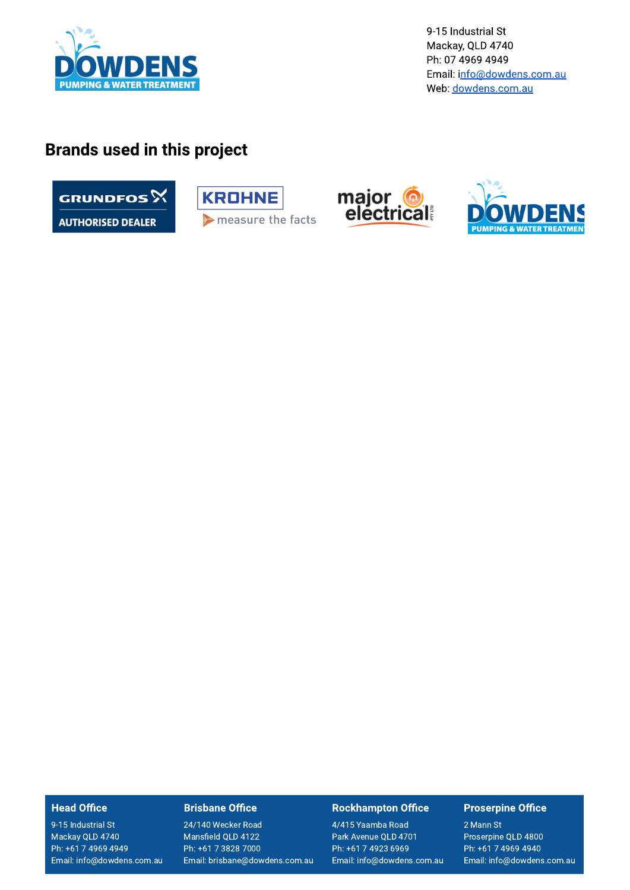9-15 Industrial St
Mackay, QLD 4740
Ph: 07 4969 4949
Email: info@dowdens.com.au
Web: dowdens.com.au

## Brands used in this project

GRUNDFOS AUTHORISED DEALER

KROHNE measure the facts

major electrical PTY LTD

DOWDENS PUMPING & WATER TREATMENT

**Head Office**
9-15 Industrial St
Mackay QLD 4740
Ph: +61 7 4969 4949
Email: info@dowdens.com.au

**Brisbane Office**
24/140 Wecker Road
Mansfield QLD 4122
Ph: +61 7 3828 7000
Email: brisbane@dowdens.com.au

**Rockhampton Office**
4/415 Yaamba Road
Park Avenue QLD 4701
Ph: +61 7 4923 6969
Email: info@dowdens.com.au

**Proserpine Office**
2 Mann St
Proserpine QLD 4800
Ph: +61 7 4969 4940
Email: info@dowdens.com.au